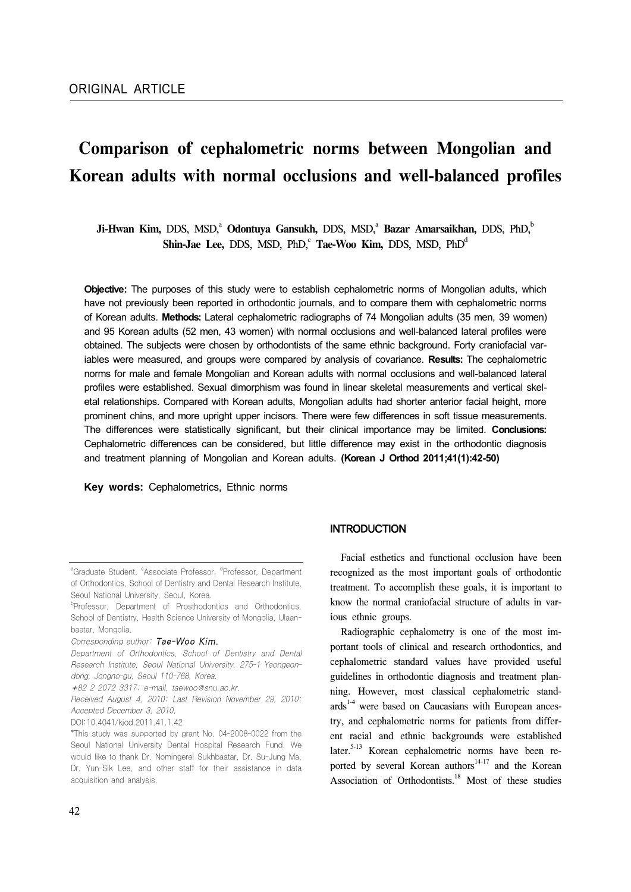ORIGINAL ARTICLE

# Comparison of cephalometric norms between Mongolian and Korean adults with normal occlusions and well-balanced profiles

**Ji-Hwan Kim,** DDS, MSD,[a] **Odontuya Gansukh,** DDS, MSD,[a] **Bazar Amarsaikhan,** DDS, PhD,[b] **Shin-Jae Lee,** DDS, MSD, PhD,[c] **Tae-Woo Kim,** DDS, MSD, PhD[d]

**Objective:** The purposes of this study were to establish cephalometric norms of Mongolian adults, which have not previously been reported in orthodontic journals, and to compare them with cephalometric norms of Korean adults. **Methods:** Lateral cephalometric radiographs of 74 Mongolian adults (35 men, 39 women) and 95 Korean adults (52 men, 43 women) with normal occlusions and well-balanced lateral profiles were obtained. The subjects were chosen by orthodontists of the same ethnic background. Forty craniofacial variables were measured, and groups were compared by analysis of covariance. **Results:** The cephalometric norms for male and female Mongolian and Korean adults with normal occlusions and well-balanced lateral profiles were established. Sexual dimorphism was found in linear skeletal measurements and vertical skeletal relationships. Compared with Korean adults, Mongolian adults had shorter anterior facial height, more prominent chins, and more upright upper incisors. There were few differences in soft tissue measurements. The differences were statistically significant, but their clinical importance may be limited. **Conclusions:** Cephalometric differences can be considered, but little difference may exist in the orthodontic diagnosis and treatment planning of Mongolian and Korean adults. **(Korean J Orthod 2011;41(1):42-50)**

**Key words:** Cephalometrics, Ethnic norms

[a]Graduate Student, [c]Associate Professor, [d]Professor, Department of Orthodontics, School of Dentistry and Dental Research Institute, Seoul National University, Seoul, Korea.

[b]Professor, Department of Prosthodontics and Orthodontics, School of Dentistry, Health Science University of Mongolia, Ulaanbaatar, Mongolia.

*Corresponding author: Tae-Woo Kim.*

*Department of Orthodontics, School of Dentistry and Dental Research Institute, Seoul National University, 275-1 Yeongeon-dong, Jongno-gu, Seoul 110-768, Korea.*

*+82 2 2072 3317; e-mail, taewoo@snu.ac.kr.*

*Received August 4, 2010; Last Revision November 29, 2010; Accepted December 3, 2010.*

DOI:10.4041/kjod.2011.41.1.42

*This study was supported by grant No. 04-2008-0022 from the Seoul National University Dental Hospital Research Fund. We would like to thank Dr. Nomingerel Sukhbaatar, Dr. Su-Jung Ma, Dr. Yun-Sik Lee, and other staff for their assistance in data acquisition and analysis.

## INTRODUCTION

Facial esthetics and functional occlusion have been recognized as the most important goals of orthodontic treatment. To accomplish these goals, it is important to know the normal craniofacial structure of adults in various ethnic groups.

Radiographic cephalometry is one of the most important tools of clinical and research orthodontics, and cephalometric standard values have provided useful guidelines in orthodontic diagnosis and treatment planning. However, most classical cephalometric standards[1-4] were based on Caucasians with European ancestry, and cephalometric norms for patients from different racial and ethnic backgrounds were established later.[5-13] Korean cephalometric norms have been reported by several Korean authors[14-17] and the Korean Association of Orthodontists.[18] Most of these studies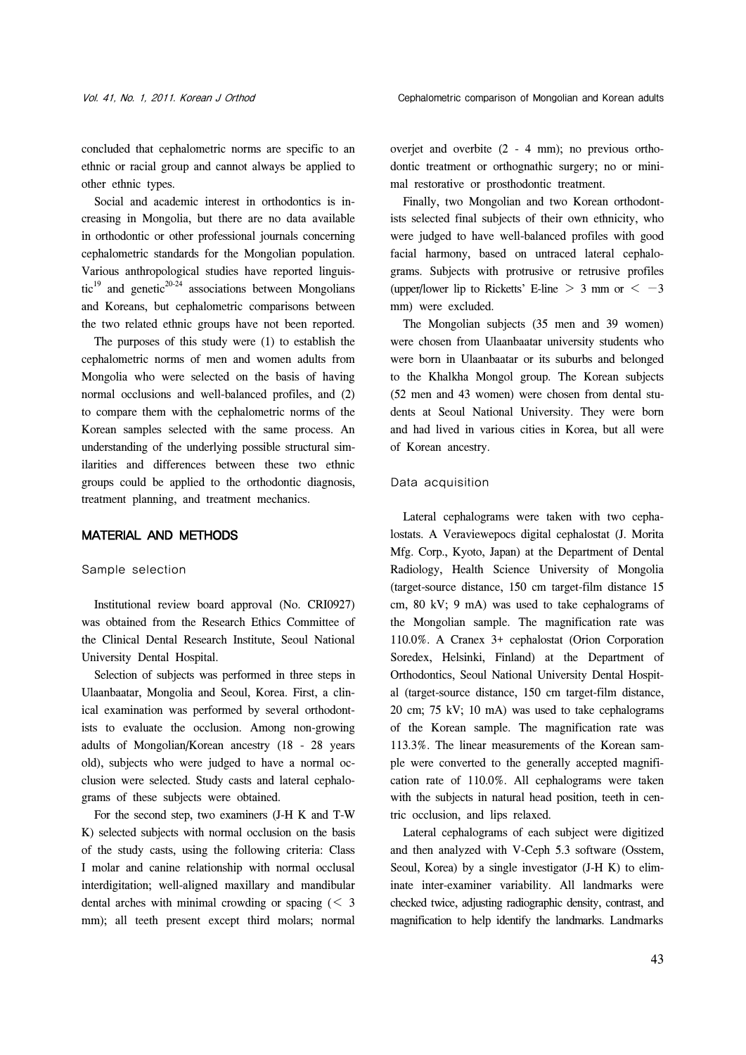concluded that cephalometric norms are specific to an ethnic or racial group and cannot always be applied to other ethnic types.

Social and academic interest in orthodontics is increasing in Mongolia, but there are no data available in orthodontic or other professional journals concerning cephalometric standards for the Mongolian population. Various anthropological studies have reported linguistic[19] and genetic[20-24] associations between Mongolians and Koreans, but cephalometric comparisons between the two related ethnic groups have not been reported.

The purposes of this study were (1) to establish the cephalometric norms of men and women adults from Mongolia who were selected on the basis of having normal occlusions and well-balanced profiles, and (2) to compare them with the cephalometric norms of the Korean samples selected with the same process. An understanding of the underlying possible structural similarities and differences between these two ethnic groups could be applied to the orthodontic diagnosis, treatment planning, and treatment mechanics.

## MATERIAL AND METHODS

### Sample selection

Institutional review board approval (No. CRI0927) was obtained from the Research Ethics Committee of the Clinical Dental Research Institute, Seoul National University Dental Hospital.

Selection of subjects was performed in three steps in Ulaanbaatar, Mongolia and Seoul, Korea. First, a clinical examination was performed by several orthodontists to evaluate the occlusion. Among non-growing adults of Mongolian/Korean ancestry (18 - 28 years old), subjects who were judged to have a normal occlusion were selected. Study casts and lateral cephalograms of these subjects were obtained.

For the second step, two examiners (J-H K and T-W K) selected subjects with normal occlusion on the basis of the study casts, using the following criteria: Class I molar and canine relationship with normal occlusal interdigitation; well-aligned maxillary and mandibular dental arches with minimal crowding or spacing (< 3 mm); all teeth present except third molars; normal overjet and overbite (2 - 4 mm); no previous orthodontic treatment or orthognathic surgery; no or minimal restorative or prosthodontic treatment.

Finally, two Mongolian and two Korean orthodontists selected final subjects of their own ethnicity, who were judged to have well-balanced profiles with good facial harmony, based on untraced lateral cephalograms. Subjects with protrusive or retrusive profiles (upper/lower lip to Ricketts' E-line > 3 mm or < −3 mm) were excluded.

The Mongolian subjects (35 men and 39 women) were chosen from Ulaanbaatar university students who were born in Ulaanbaatar or its suburbs and belonged to the Khalkha Mongol group. The Korean subjects (52 men and 43 women) were chosen from dental students at Seoul National University. They were born and had lived in various cities in Korea, but all were of Korean ancestry.

### Data acquisition

Lateral cephalograms were taken with two cephalostats. A Veraviewepocs digital cephalostat (J. Morita Mfg. Corp., Kyoto, Japan) at the Department of Dental Radiology, Health Science University of Mongolia (target-source distance, 150 cm target-film distance 15 cm, 80 kV; 9 mA) was used to take cephalograms of the Mongolian sample. The magnification rate was 110.0%. A Cranex 3+ cephalostat (Orion Corporation Soredex, Helsinki, Finland) at the Department of Orthodontics, Seoul National University Dental Hospital (target-source distance, 150 cm target-film distance, 20 cm; 75 kV; 10 mA) was used to take cephalograms of the Korean sample. The magnification rate was 113.3%. The linear measurements of the Korean sample were converted to the generally accepted magnification rate of 110.0%. All cephalograms were taken with the subjects in natural head position, teeth in centric occlusion, and lips relaxed.

Lateral cephalograms of each subject were digitized and then analyzed with V-Ceph 5.3 software (Osstem, Seoul, Korea) by a single investigator (J-H K) to eliminate inter-examiner variability. All landmarks were checked twice, adjusting radiographic density, contrast, and magnification to help identify the landmarks. Landmarks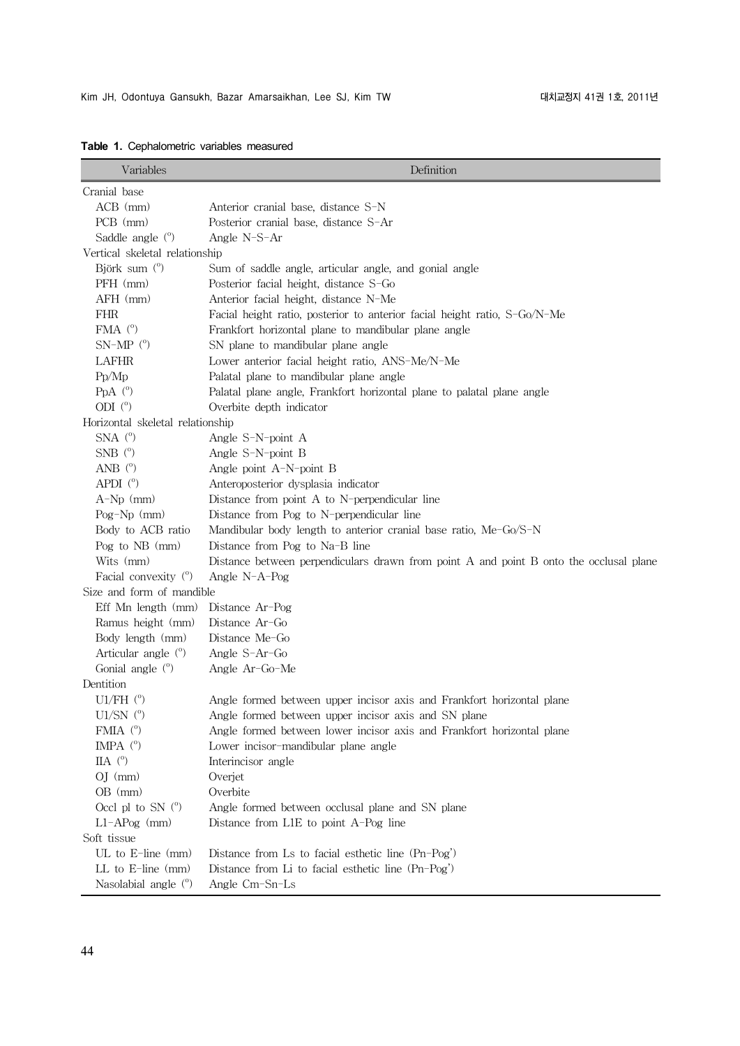**Table 1.** Cephalometric variables measured

| Variables | Definition |
|---|---|
| Cranial base | |
| ACB (mm) | Anterior cranial base, distance S-N |
| PCB (mm) | Posterior cranial base, distance S-Ar |
| Saddle angle (°) | Angle N-S-Ar |
| Vertical skeletal relationship | |
| Björk sum (°) | Sum of saddle angle, articular angle, and gonial angle |
| PFH (mm) | Posterior facial height, distance S-Go |
| AFH (mm) | Anterior facial height, distance N-Me |
| FHR | Facial height ratio, posterior to anterior facial height ratio, S-Go/N-Me |
| FMA (°) | Frankfort horizontal plane to mandibular plane angle |
| SN-MP (°) | SN plane to mandibular plane angle |
| LAFHR | Lower anterior facial height ratio, ANS-Me/N-Me |
| Pp/Mp | Palatal plane to mandibular plane angle |
| PpA (°) | Palatal plane angle, Frankfort horizontal plane to palatal plane angle |
| ODI (°) | Overbite depth indicator |
| Horizontal skeletal relationship | |
| SNA (°) | Angle S-N-point A |
| SNB (°) | Angle S-N-point B |
| ANB (°) | Angle point A-N-point B |
| APDI (°) | Anteroposterior dysplasia indicator |
| A-Np (mm) | Distance from point A to N-perpendicular line |
| Pog-Np (mm) | Distance from Pog to N-perpendicular line |
| Body to ACB ratio | Mandibular body length to anterior cranial base ratio, Me-Go/S-N |
| Pog to NB (mm) | Distance from Pog to Na-B line |
| Wits (mm) | Distance between perpendiculars drawn from point A and point B onto the occlusal plane |
| Facial convexity (°) | Angle N-A-Pog |
| Size and form of mandible | |
| Eff Mn length (mm) | Distance Ar-Pog |
| Ramus height (mm) | Distance Ar-Go |
| Body length (mm) | Distance Me-Go |
| Articular angle (°) | Angle S-Ar-Go |
| Gonial angle (°) | Angle Ar-Go-Me |
| Dentition | |
| U1/FH (°) | Angle formed between upper incisor axis and Frankfort horizontal plane |
| U1/SN (°) | Angle formed between upper incisor axis and SN plane |
| FMIA (°) | Angle formed between lower incisor axis and Frankfort horizontal plane |
| IMPA (°) | Lower incisor-mandibular plane angle |
| IIA (°) | Interincisor angle |
| OJ (mm) | Overjet |
| OB (mm) | Overbite |
| Occl pl to SN (°) | Angle formed between occlusal plane and SN plane |
| L1-APog (mm) | Distance from L1E to point A-Pog line |
| Soft tissue | |
| UL to E-line (mm) | Distance from Ls to facial esthetic line (Pn-Pog') |
| LL to E-line (mm) | Distance from Li to facial esthetic line (Pn-Pog') |
| Nasolabial angle (°) | Angle Cm-Sn-Ls |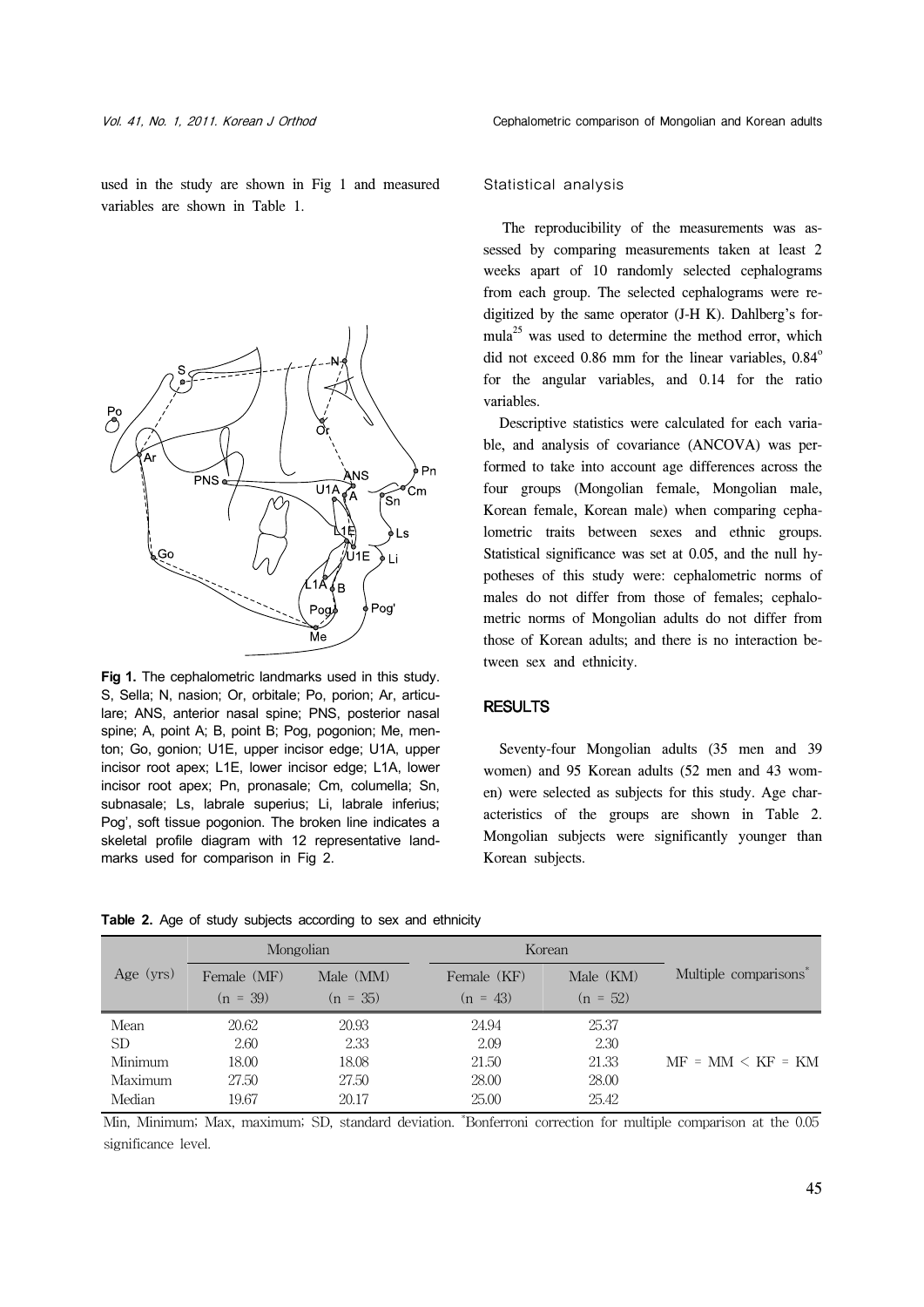used in the study are shown in Fig 1 and measured variables are shown in Table 1.

**Fig 1.** The cephalometric landmarks used in this study. S, Sella; N, nasion; Or, orbitale; Po, porion; Ar, articulare; ANS, anterior nasal spine; PNS, posterior nasal spine; A, point A; B, point B; Pog, pogonion; Me, menton; Go, gonion; U1E, upper incisor edge; U1A, upper incisor root apex; L1E, lower incisor edge; L1A, lower incisor root apex; Pn, pronasale; Cm, columella; Sn, subnasale; Ls, labrale superius; Li, labrale inferius; Pog', soft tissue pogonion. The broken line indicates a skeletal profile diagram with 12 representative landmarks used for comparison in Fig 2.

### Statistical analysis

The reproducibility of the measurements was assessed by comparing measurements taken at least 2 weeks apart of 10 randomly selected cephalograms from each group. The selected cephalograms were redigitized by the same operator (J-H K). Dahlberg's formula[25] was used to determine the method error, which did not exceed 0.86 mm for the linear variables, 0.84° for the angular variables, and 0.14 for the ratio variables.

Descriptive statistics were calculated for each variable, and analysis of covariance (ANCOVA) was performed to take into account age differences across the four groups (Mongolian female, Mongolian male, Korean female, Korean male) when comparing cephalometric traits between sexes and ethnic groups. Statistical significance was set at 0.05, and the null hypotheses of this study were: cephalometric norms of males do not differ from those of females; cephalometric norms of Mongolian adults do not differ from those of Korean adults; and there is no interaction between sex and ethnicity.

## RESULTS

Seventy-four Mongolian adults (35 men and 39 women) and 95 Korean adults (52 men and 43 women) were selected as subjects for this study. Age characteristics of the groups are shown in Table 2. Mongolian subjects were significantly younger than Korean subjects.

**Table 2.** Age of study subjects according to sex and ethnicity

| Age (yrs) | Mongolian | | Korean | | Multiple comparisons* |
|---|---|---|---|---|---|
| | Female (MF) (n = 39) | Male (MM) (n = 35) | Female (KF) (n = 43) | Male (KM) (n = 52) | |
| Mean | 20.62 | 20.93 | 24.94 | 25.37 | MF = MM < KF = KM |
| SD | 2.60 | 2.33 | 2.09 | 2.30 | |
| Minimum | 18.00 | 18.08 | 21.50 | 21.33 | |
| Maximum | 27.50 | 27.50 | 28.00 | 28.00 | |
| Median | 19.67 | 20.17 | 25.00 | 25.42 | |

Min, Minimum; Max, maximum; SD, standard deviation. *Bonferroni correction for multiple comparison at the 0.05 significance level.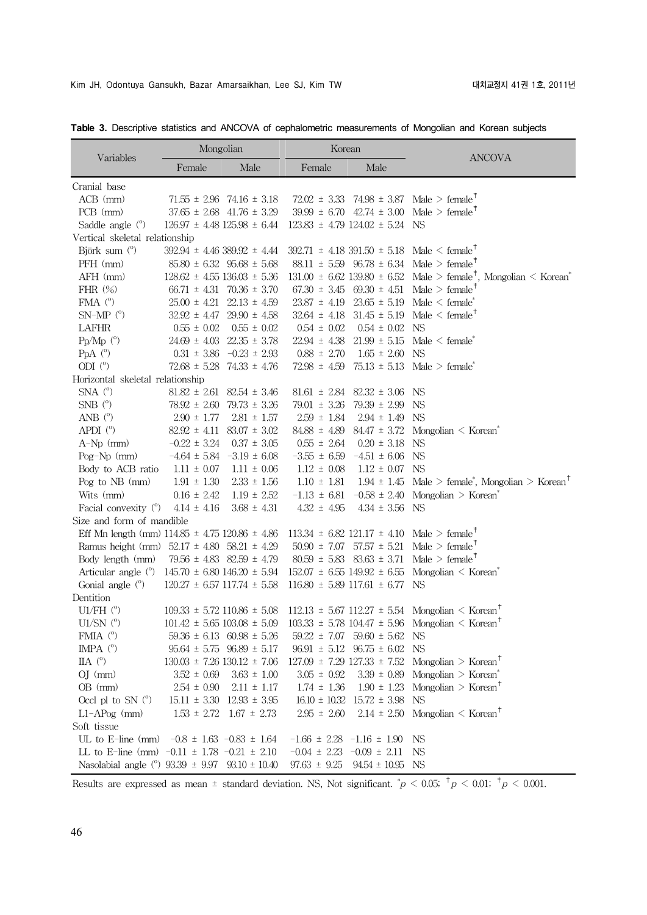**Table 3.** Descriptive statistics and ANCOVA of cephalometric measurements of Mongolian and Korean subjects

| Variables | Mongolian | | Korean | | ANCOVA |
|---|---|---|---|---|---|
| | Female | Male | Female | Male | |
| Cranial base | | | | | |
| ACB (mm) | 71.55 ± 2.96 | 74.16 ± 3.18 | 72.02 ± 3.33 | 74.98 ± 3.87 | Male > female[‡] |
| PCB (mm) | 37.65 ± 2.68 | 41.76 ± 3.29 | 39.99 ± 6.70 | 42.74 ± 3.00 | Male > female[‡] |
| Saddle angle (°) | 126.97 ± 4.48 | 125.98 ± 6.44 | 123.83 ± 4.79 | 124.02 ± 5.24 | NS |
| Vertical skeletal relationship | | | | | |
| Björk sum (°) | 392.94 ± 4.46 | 389.92 ± 4.44 | 392.71 ± 4.18 | 391.50 ± 5.18 | Male < female[†] |
| PFH (mm) | 85.80 ± 6.32 | 95.68 ± 5.68 | 88.11 ± 5.59 | 96.78 ± 6.34 | Male > female[‡] |
| AFH (mm) | 128.62 ± 4.55 | 136.03 ± 5.36 | 131.00 ± 6.62 | 139.80 ± 6.52 | Male > female[‡], Mongolian < Korean[*] |
| FHR (%) | 66.71 ± 4.31 | 70.36 ± 3.70 | 67.30 ± 3.45 | 69.30 ± 4.51 | Male > female[‡] |
| FMA (°) | 25.00 ± 4.21 | 22.13 ± 4.59 | 23.87 ± 4.19 | 23.65 ± 5.19 | Male < female[*] |
| SN-MP (°) | 32.92 ± 4.47 | 29.90 ± 4.58 | 32.64 ± 4.18 | 31.45 ± 5.19 | Male < female[†] |
| LAFHR | 0.55 ± 0.02 | 0.55 ± 0.02 | 0.54 ± 0.02 | 0.54 ± 0.02 | NS |
| Pp/Mp (°) | 24.69 ± 4.03 | 22.35 ± 3.78 | 22.94 ± 4.38 | 21.99 ± 5.15 | Male < female[*] |
| PpA (°) | 0.31 ± 3.86 | −0.23 ± 2.93 | 0.88 ± 2.70 | 1.65 ± 2.60 | NS |
| ODI (°) | 72.68 ± 5.28 | 74.33 ± 4.76 | 72.98 ± 4.59 | 75.13 ± 5.13 | Male > female[*] |
| Horizontal skeletal relationship | | | | | |
| SNA (°) | 81.82 ± 2.61 | 82.54 ± 3.46 | 81.61 ± 2.84 | 82.32 ± 3.06 | NS |
| SNB (°) | 78.92 ± 2.60 | 79.73 ± 3.26 | 79.01 ± 3.26 | 79.39 ± 2.99 | NS |
| ANB (°) | 2.90 ± 1.77 | 2.81 ± 1.57 | 2.59 ± 1.84 | 2.94 ± 1.49 | NS |
| APDI (°) | 82.92 ± 4.11 | 83.07 ± 3.02 | 84.88 ± 4.89 | 84.47 ± 3.72 | Mongolian < Korean[*] |
| A-Np (mm) | −0.22 ± 3.24 | 0.37 ± 3.05 | 0.55 ± 2.64 | 0.20 ± 3.18 | NS |
| Pog-Np (mm) | −4.64 ± 5.84 | −3.19 ± 6.08 | −3.55 ± 6.59 | −4.51 ± 6.06 | NS |
| Body to ACB ratio | 1.11 ± 0.07 | 1.11 ± 0.06 | 1.12 ± 0.08 | 1.12 ± 0.07 | NS |
| Pog to NB (mm) | 1.91 ± 1.30 | 2.33 ± 1.56 | 1.10 ± 1.81 | 1.94 ± 1.45 | Male > female[*], Mongolian > Korean[†] |
| Wits (mm) | 0.16 ± 2.42 | 1.19 ± 2.52 | −1.13 ± 6.81 | −0.58 ± 2.40 | Mongolian > Korean[*] |
| Facial convexity (°) | 4.14 ± 4.16 | 3.68 ± 4.31 | 4.32 ± 4.95 | 4.34 ± 3.56 | NS |
| Size and form of mandible | | | | | |
| Eff Mn length (mm) | 114.85 ± 4.75 | 120.86 ± 4.86 | 113.34 ± 6.82 | 121.17 ± 4.10 | Male > female[‡] |
| Ramus height (mm) | 52.17 ± 4.80 | 58.21 ± 4.29 | 50.90 ± 7.07 | 57.57 ± 5.21 | Male > female[‡] |
| Body length (mm) | 79.56 ± 4.83 | 82.59 ± 4.79 | 80.59 ± 5.83 | 83.63 ± 3.71 | Male > female[‡] |
| Articular angle (°) | 145.70 ± 6.80 | 146.20 ± 5.94 | 152.07 ± 6.55 | 149.92 ± 6.55 | Mongolian < Korean[*] |
| Gonial angle (°) | 120.27 ± 6.57 | 117.74 ± 5.58 | 116.80 ± 5.89 | 117.61 ± 6.77 | NS |
| Dentition | | | | | |
| U1/FH (°) | 109.33 ± 5.72 | 110.86 ± 5.08 | 112.13 ± 5.67 | 112.27 ± 5.54 | Mongolian < Korean[†] |
| U1/SN (°) | 101.42 ± 5.65 | 103.08 ± 5.09 | 103.33 ± 5.78 | 104.47 ± 5.96 | Mongolian < Korean[†] |
| FMIA (°) | 59.36 ± 6.13 | 60.98 ± 5.26 | 59.22 ± 7.07 | 59.60 ± 5.62 | NS |
| IMPA (°) | 95.64 ± 5.75 | 96.89 ± 5.17 | 96.91 ± 5.12 | 96.75 ± 6.02 | NS |
| IIA (°) | 130.03 ± 7.26 | 130.12 ± 7.06 | 127.09 ± 7.29 | 127.33 ± 7.52 | Mongolian > Korean[†] |
| OJ (mm) | 3.52 ± 0.69 | 3.63 ± 1.00 | 3.05 ± 0.92 | 3.39 ± 0.89 | Mongolian > Korean[*] |
| OB (mm) | 2.54 ± 0.90 | 2.11 ± 1.17 | 1.74 ± 1.36 | 1.90 ± 1.23 | Mongolian > Korean[†] |
| Occl pl to SN (°) | 15.11 ± 3.30 | 12.93 ± 3.95 | 16.10 ± 10.32 | 15.72 ± 3.98 | NS |
| L1-APog (mm) | 1.53 ± 2.72 | 1.67 ± 2.73 | 2.95 ± 2.60 | 2.14 ± 2.50 | Mongolian < Korean[†] |
| Soft tissue | | | | | |
| UL to E-line (mm) | −0.8 ± 1.63 | −0.83 ± 1.64 | −1.66 ± 2.28 | −1.16 ± 1.90 | NS |
| LL to E-line (mm) | −0.11 ± 1.78 | −0.21 ± 2.10 | −0.04 ± 2.23 | −0.09 ± 2.11 | NS |
| Nasolabial angle (°) | 93.39 ± 9.97 | 93.10 ± 10.40 | 97.63 ± 9.25 | 94.54 ± 10.95 | NS |

Results are expressed as mean ± standard deviation. NS, Not significant. [*]$p < 0.05$; [†]$p < 0.01$; [‡]$p < 0.001$.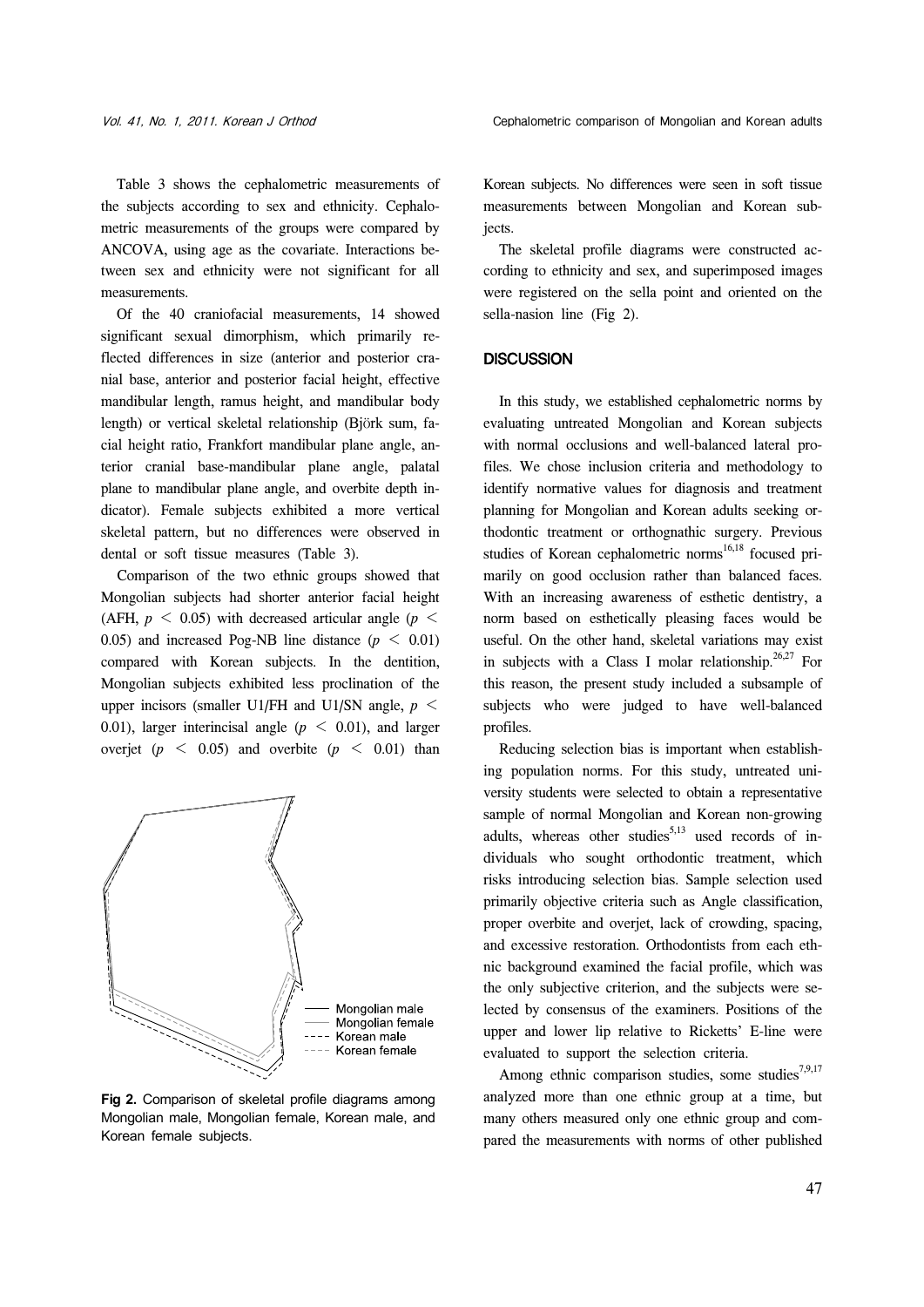Table 3 shows the cephalometric measurements of the subjects according to sex and ethnicity. Cephalometric measurements of the groups were compared by ANCOVA, using age as the covariate. Interactions between sex and ethnicity were not significant for all measurements.

Of the 40 craniofacial measurements, 14 showed significant sexual dimorphism, which primarily reflected differences in size (anterior and posterior cranial base, anterior and posterior facial height, effective mandibular length, ramus height, and mandibular body length) or vertical skeletal relationship (Björk sum, facial height ratio, Frankfort mandibular plane angle, anterior cranial base-mandibular plane angle, palatal plane to mandibular plane angle, and overbite depth indicator). Female subjects exhibited a more vertical skeletal pattern, but no differences were observed in dental or soft tissue measures (Table 3).

Comparison of the two ethnic groups showed that Mongolian subjects had shorter anterior facial height (AFH, $p < 0.05$) with decreased articular angle ($p < 0.05$) and increased Pog-NB line distance ($p < 0.01$) compared with Korean subjects. In the dentition, Mongolian subjects exhibited less proclination of the upper incisors (smaller U1/FH and U1/SN angle, $p < 0.01$), larger interincisal angle ($p < 0.01$), and larger overjet ($p < 0.05$) and overbite ($p < 0.01$) than Korean subjects. No differences were seen in soft tissue measurements between Mongolian and Korean subjects.

The skeletal profile diagrams were constructed according to ethnicity and sex, and superimposed images were registered on the sella point and oriented on the sella-nasion line (Fig 2).

**Fig 2.** Comparison of skeletal profile diagrams among Mongolian male, Mongolian female, Korean male, and Korean female subjects.

## DISCUSSION

In this study, we established cephalometric norms by evaluating untreated Mongolian and Korean subjects with normal occlusions and well-balanced lateral profiles. We chose inclusion criteria and methodology to identify normative values for diagnosis and treatment planning for Mongolian and Korean adults seeking orthodontic treatment or orthognathic surgery. Previous studies of Korean cephalometric norms[16,18] focused primarily on good occlusion rather than balanced faces. With an increasing awareness of esthetic dentistry, a norm based on esthetically pleasing faces would be useful. On the other hand, skeletal variations may exist in subjects with a Class I molar relationship.[26,27] For this reason, the present study included a subsample of subjects who were judged to have well-balanced profiles.

Reducing selection bias is important when establishing population norms. For this study, untreated university students were selected to obtain a representative sample of normal Mongolian and Korean non-growing adults, whereas other studies[5,13] used records of individuals who sought orthodontic treatment, which risks introducing selection bias. Sample selection used primarily objective criteria such as Angle classification, proper overbite and overjet, lack of crowding, spacing, and excessive restoration. Orthodontists from each ethnic background examined the facial profile, which was the only subjective criterion, and the subjects were selected by consensus of the examiners. Positions of the upper and lower lip relative to Ricketts' E-line were evaluated to support the selection criteria.

Among ethnic comparison studies, some studies[7,9,17] analyzed more than one ethnic group at a time, but many others measured only one ethnic group and compared the measurements with norms of other published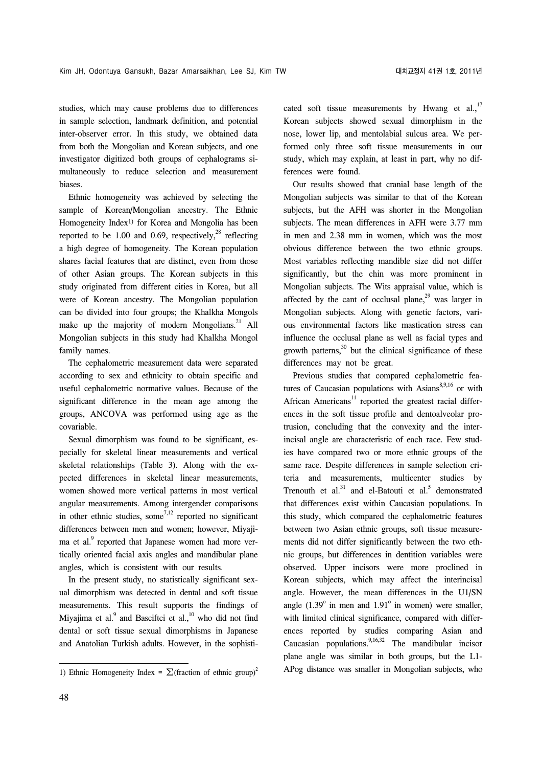studies, which may cause problems due to differences in sample selection, landmark definition, and potential inter-observer error. In this study, we obtained data from both the Mongolian and Korean subjects, and one investigator digitized both groups of cephalograms simultaneously to reduce selection and measurement biases.

Ethnic homogeneity was achieved by selecting the sample of Korean/Mongolian ancestry. The Ethnic Homogeneity Index[1)] for Korea and Mongolia has been reported to be 1.00 and 0.69, respectively,[28] reflecting a high degree of homogeneity. The Korean population shares facial features that are distinct, even from those of other Asian groups. The Korean subjects in this study originated from different cities in Korea, but all were of Korean ancestry. The Mongolian population can be divided into four groups; the Khalkha Mongols make up the majority of modern Mongolians.[21] All Mongolian subjects in this study had Khalkha Mongol family names.

The cephalometric measurement data were separated according to sex and ethnicity to obtain specific and useful cephalometric normative values. Because of the significant difference in the mean age among the groups, ANCOVA was performed using age as the covariable.

Sexual dimorphism was found to be significant, especially for skeletal linear measurements and vertical skeletal relationships (Table 3). Along with the expected differences in skeletal linear measurements, women showed more vertical patterns in most vertical angular measurements. Among intergender comparisons in other ethnic studies, some[7,12] reported no significant differences between men and women; however, Miyajima et al.[9] reported that Japanese women had more vertically oriented facial axis angles and mandibular plane angles, which is consistent with our results.

In the present study, no statistically significant sexual dimorphism was detected in dental and soft tissue measurements. This result supports the findings of Miyajima et al.[9] and Basciftci et al.,[10] who did not find dental or soft tissue sexual dimorphisms in Japanese and Anatolian Turkish adults. However, in the sophisticated soft tissue measurements by Hwang et al.,[17] Korean subjects showed sexual dimorphism in the nose, lower lip, and mentolabial sulcus area. We performed only three soft tissue measurements in our study, which may explain, at least in part, why no differences were found.

Our results showed that cranial base length of the Mongolian subjects was similar to that of the Korean subjects, but the AFH was shorter in the Mongolian subjects. The mean differences in AFH were 3.77 mm in men and 2.38 mm in women, which was the most obvious difference between the two ethnic groups. Most variables reflecting mandible size did not differ significantly, but the chin was more prominent in Mongolian subjects. The Wits appraisal value, which is affected by the cant of occlusal plane,[29] was larger in Mongolian subjects. Along with genetic factors, various environmental factors like mastication stress can influence the occlusal plane as well as facial types and growth patterns,[30] but the clinical significance of these differences may not be great.

Previous studies that compared cephalometric features of Caucasian populations with Asians[8,9,16] or with African Americans[11] reported the greatest racial differences in the soft tissue profile and dentoalveolar protrusion, concluding that the convexity and the interincisal angle are characteristic of each race. Few studies have compared two or more ethnic groups of the same race. Despite differences in sample selection criteria and measurements, multicenter studies by Trenouth et al.[31] and el-Batouti et al.[5] demonstrated that differences exist within Caucasian populations. In this study, which compared the cephalometric features between two Asian ethnic groups, soft tissue measurements did not differ significantly between the two ethnic groups, but differences in dentition variables were observed. Upper incisors were more proclined in Korean subjects, which may affect the interincisal angle. However, the mean differences in the U1/SN angle (1.39° in men and 1.91° in women) were smaller, with limited clinical significance, compared with differences reported by studies comparing Asian and Caucasian populations.[9,16,32] The mandibular incisor plane angle was similar in both groups, but the L1-APog distance was smaller in Mongolian subjects, who

---

1) Ethnic Homogeneity Index = $\sum$(fraction of ethnic group)$^2$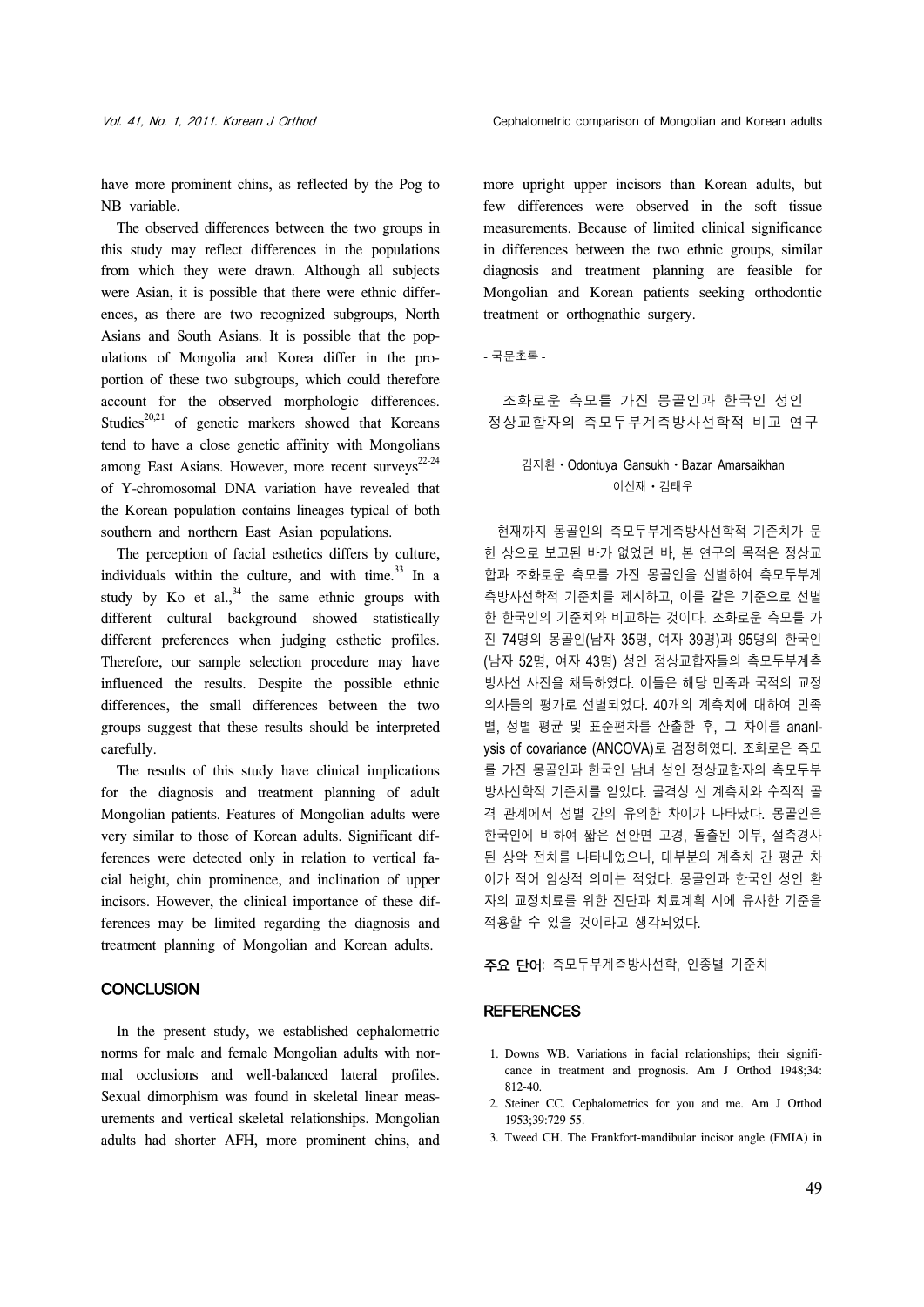have more prominent chins, as reflected by the Pog to NB variable.

The observed differences between the two groups in this study may reflect differences in the populations from which they were drawn. Although all subjects were Asian, it is possible that there were ethnic differences, as there are two recognized subgroups, North Asians and South Asians. It is possible that the populations of Mongolia and Korea differ in the proportion of these two subgroups, which could therefore account for the observed morphologic differences. Studies[20,21] of genetic markers showed that Koreans tend to have a close genetic affinity with Mongolians among East Asians. However, more recent surveys[22-24] of Y-chromosomal DNA variation have revealed that the Korean population contains lineages typical of both southern and northern East Asian populations.

The perception of facial esthetics differs by culture, individuals within the culture, and with time.[33] In a study by Ko et al.,[34] the same ethnic groups with different cultural background showed statistically different preferences when judging esthetic profiles. Therefore, our sample selection procedure may have influenced the results. Despite the possible ethnic differences, the small differences between the two groups suggest that these results should be interpreted carefully.

The results of this study have clinical implications for the diagnosis and treatment planning of adult Mongolian patients. Features of Mongolian adults were very similar to those of Korean adults. Significant differences were detected only in relation to vertical facial height, chin prominence, and inclination of upper incisors. However, the clinical importance of these differences may be limited regarding the diagnosis and treatment planning of Mongolian and Korean adults.

## CONCLUSION

In the present study, we established cephalometric norms for male and female Mongolian adults with normal occlusions and well-balanced lateral profiles. Sexual dimorphism was found in skeletal linear measurements and vertical skeletal relationships. Mongolian adults had shorter AFH, more prominent chins, and more upright upper incisors than Korean adults, but few differences were observed in the soft tissue measurements. Because of limited clinical significance in differences between the two ethnic groups, similar diagnosis and treatment planning are feasible for Mongolian and Korean patients seeking orthodontic treatment or orthognathic surgery.

- 국문초록 -

### 조화로운 측모를 가진 몽골인과 한국인 성인 정상교합자의 측모두부계측방사선학적 비교 연구

김지환ㆍOdontuya GansukhㆍBazar Amarsaikhan
이신재ㆍ김태우

현재까지 몽골인의 측모두부계측방사선학적 기준치가 문헌 상으로 보고된 바가 없었던 바, 본 연구의 목적은 정상교합과 조화로운 측모를 가진 몽골인을 선별하여 측모두부계측방사선학적 기준치를 제시하고, 이를 같은 기준으로 선별한 한국인의 기준치와 비교하는 것이다. 조화로운 측모를 가진 74명의 몽골인(남자 35명, 여자 39명)과 95명의 한국인(남자 52명, 여자 43명) 성인 정상교합자들의 측모두부계측방사선 사진을 채득하였다. 이들은 해당 민족과 국적의 교정의사들의 평가로 선별되었다. 40개의 계측치에 대하여 민족별, 성별 평균 및 표준편차를 산출한 후, 그 차이를 ananlysis of covariance (ANCOVA)로 검정하였다. 조화로운 측모를 가진 몽골인과 한국인 남녀 성인 정상교합자의 측모두부방사선학적 기준치를 얻었다. 골격성 선 계측치와 수직적 골격 관계에서 성별 간의 유의한 차이가 나타났다. 몽골인은 한국인에 비하여 짧은 전안면 고경, 돌출된 이부, 설측경사된 상악 전치를 나타내었으나, 대부분의 계측치 간 평균 차이가 적어 임상적 의미는 적었다. 몽골인과 한국인 성인 환자의 교정치료를 위한 진단과 치료계획 시에 유사한 기준을 적용할 수 있을 것이라고 생각되었다.

**주요 단어**: 측모두부계측방사선학, 인종별 기준치

## REFERENCES

1. Downs WB. Variations in facial relationships; their significance in treatment and prognosis. Am J Orthod 1948;34:812-40.
2. Steiner CC. Cephalometrics for you and me. Am J Orthod 1953;39:729-55.
3. Tweed CH. The Frankfort-mandibular incisor angle (FMIA) in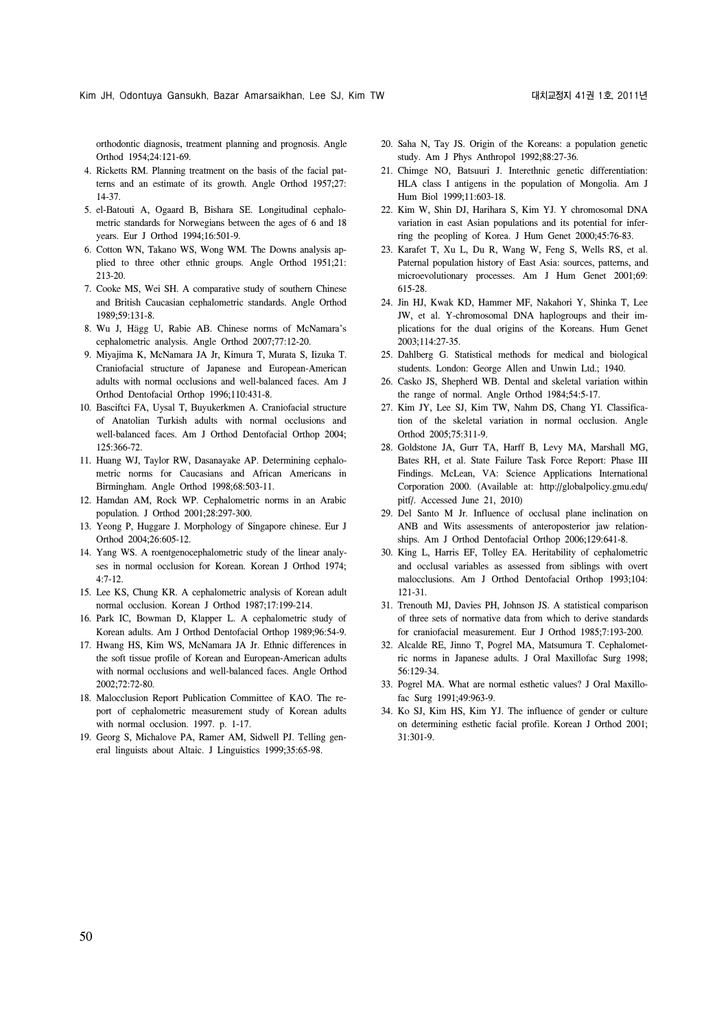orthodontic diagnosis, treatment planning and prognosis. Angle Orthod 1954;24:121-69.

4. Ricketts RM. Planning treatment on the basis of the facial patterns and an estimate of its growth. Angle Orthod 1957;27: 14-37.
5. el-Batouti A, Ogaard B, Bishara SE. Longitudinal cephalometric standards for Norwegians between the ages of 6 and 18 years. Eur J Orthod 1994;16:501-9.
6. Cotton WN, Takano WS, Wong WM. The Downs analysis applied to three other ethnic groups. Angle Orthod 1951;21: 213-20.
7. Cooke MS, Wei SH. A comparative study of southern Chinese and British Caucasian cephalometric standards. Angle Orthod 1989;59:131-8.
8. Wu J, Hägg U, Rabie AB. Chinese norms of McNamara's cephalometric analysis. Angle Orthod 2007;77:12-20.
9. Miyajima K, McNamara JA Jr, Kimura T, Murata S, Iizuka T. Craniofacial structure of Japanese and European-American adults with normal occlusions and well-balanced faces. Am J Orthod Dentofacial Orthop 1996;110:431-8.
10. Basciftci FA, Uysal T, Buyukerkmen A. Craniofacial structure of Anatolian Turkish adults with normal occlusions and well-balanced faces. Am J Orthod Dentofacial Orthop 2004; 125:366-72.
11. Huang WJ, Taylor RW, Dasanayake AP. Determining cephalometric norms for Caucasians and African Americans in Birmingham. Angle Orthod 1998;68:503-11.
12. Hamdan AM, Rock WP. Cephalometric norms in an Arabic population. J Orthod 2001;28:297-300.
13. Yeong P, Huggare J. Morphology of Singapore chinese. Eur J Orthod 2004;26:605-12.
14. Yang WS. A roentgenocephalometric study of the linear analyses in normal occlusion for Korean. Korean J Orthod 1974; 4:7-12.
15. Lee KS, Chung KR. A cephalometric analysis of Korean adult normal occlusion. Korean J Orthod 1987;17:199-214.
16. Park IC, Bowman D, Klapper L. A cephalometric study of Korean adults. Am J Orthod Dentofacial Orthop 1989;96:54-9.
17. Hwang HS, Kim WS, McNamara JA Jr. Ethnic differences in the soft tissue profile of Korean and European-American adults with normal occlusions and well-balanced faces. Angle Orthod 2002;72:72-80.
18. Malocclusion Report Publication Committee of KAO. The report of cephalometric measurement study of Korean adults with normal occlusion. 1997. p. 1-17.
19. Georg S, Michalove PA, Ramer AM, Sidwell PJ. Telling general linguists about Altaic. J Linguistics 1999;35:65-98.
20. Saha N, Tay JS. Origin of the Koreans: a population genetic study. Am J Phys Anthropol 1992;88:27-36.
21. Chimge NO, Batsuuri J. Interethnic genetic differentiation: HLA class I antigens in the population of Mongolia. Am J Hum Biol 1999;11:603-18.
22. Kim W, Shin DJ, Harihara S, Kim YJ. Y chromosomal DNA variation in east Asian populations and its potential for inferring the peopling of Korea. J Hum Genet 2000;45:76-83.
23. Karafet T, Xu L, Du R, Wang W, Feng S, Wells RS, et al. Paternal population history of East Asia: sources, patterns, and microevolutionary processes. Am J Hum Genet 2001;69: 615-28.
24. Jin HJ, Kwak KD, Hammer MF, Nakahori Y, Shinka T, Lee JW, et al. Y-chromosomal DNA haplogroups and their implications for the dual origins of the Koreans. Hum Genet 2003;114:27-35.
25. Dahlberg G. Statistical methods for medical and biological students. London: George Allen and Unwin Ltd.; 1940.
26. Casko JS, Shepherd WB. Dental and skeletal variation within the range of normal. Angle Orthod 1984;54:5-17.
27. Kim JY, Lee SJ, Kim TW, Nahm DS, Chang YI. Classification of the skeletal variation in normal occlusion. Angle Orthod 2005;75:311-9.
28. Goldstone JA, Gurr TA, Harff B, Levy MA, Marshall MG, Bates RH, et al. State Failure Task Force Report: Phase III Findings. McLean, VA: Science Applications International Corporation 2000. (Available at: http://globalpolicy.gmu.edu/pitf/. Accessed June 21, 2010)
29. Del Santo M Jr. Influence of occlusal plane inclination on ANB and Wits assessments of anteroposterior jaw relationships. Am J Orthod Dentofacial Orthop 2006;129:641-8.
30. King L, Harris EF, Tolley EA. Heritability of cephalometric and occlusal variables as assessed from siblings with overt malocclusions. Am J Orthod Dentofacial Orthop 1993;104: 121-31.
31. Trenouth MJ, Davies PH, Johnson JS. A statistical comparison of three sets of normative data from which to derive standards for craniofacial measurement. Eur J Orthod 1985;7:193-200.
32. Alcalde RE, Jinno T, Pogrel MA, Matsumura T. Cephalometric norms in Japanese adults. J Oral Maxillofac Surg 1998; 56:129-34.
33. Pogrel MA. What are normal esthetic values? J Oral Maxillofac Surg 1991;49:963-9.
34. Ko SJ, Kim HS, Kim YJ. The influence of gender or culture on determining esthetic facial profile. Korean J Orthod 2001; 31:301-9.